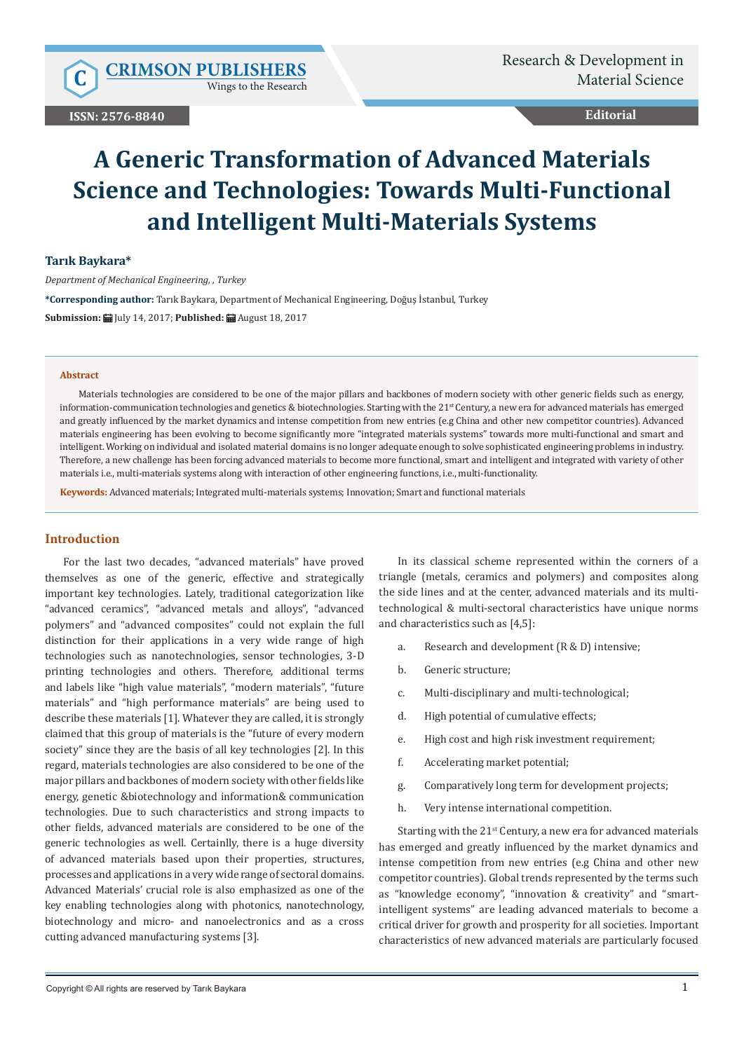# A Generic Transformation of Advanced Materials Science and Technologies: Towards Multi-Functional and Intelligent Multi-Materials Systems

**Tarık Baykara***

*Department of Mechanical Engineering, , Turkey*

**\*Corresponding author:** Tarık Baykara, Department of Mechanical Engineering, Doğuş İstanbul, Turkey

**Submission:** July 14, 2017; **Published:** August 18, 2017

## Abstract

Materials technologies are considered to be one of the major pillars and backbones of modern society with other generic fields such as energy, information-communication technologies and genetics & biotechnologies. Starting with the 21st Century, a new era for advanced materials has emerged and greatly influenced by the market dynamics and intense competition from new entries (e.g China and other new competitor countries). Advanced materials engineering has been evolving to become significantly more "integrated materials systems" towards more multi-functional and smart and intelligent. Working on individual and isolated material domains is no longer adequate enough to solve sophisticated engineering problems in industry. Therefore, a new challenge has been forcing advanced materials to become more functional, smart and intelligent and integrated with variety of other materials i.e., multi-materials systems along with interaction of other engineering functions, i.e., multi-functionality.

**Keywords:** Advanced materials; Integrated multi-materials systems; Innovation; Smart and functional materials

## Introduction

For the last two decades, "advanced materials" have proved themselves as one of the generic, effective and strategically important key technologies. Lately, traditional categorization like "advanced ceramics", "advanced metals and alloys", "advanced polymers" and "advanced composites" could not explain the full distinction for their applications in a very wide range of high technologies such as nanotechnologies, sensor technologies, 3-D printing technologies and others. Therefore, additional terms and labels like "high value materials", "modern materials", "future materials" and "high performance materials" are being used to describe these materials [1]. Whatever they are called, it is strongly claimed that this group of materials is the "future of every modern society" since they are the basis of all key technologies [2]. In this regard, materials technologies are also considered to be one of the major pillars and backbones of modern society with other fields like energy, genetic &biotechnology and information& communication technologies. Due to such characteristics and strong impacts to other fields, advanced materials are considered to be one of the generic technologies as well. Certainlly, there is a huge diversity of advanced materials based upon their properties, structures, processes and applications in a very wide range of sectoral domains. Advanced Materials' crucial role is also emphasized as one of the key enabling technologies along with photonics, nanotechnology, biotechnology and micro- and nanoelectronics and as a cross cutting advanced manufacturing systems [3].

In its classical scheme represented within the corners of a triangle (metals, ceramics and polymers) and composites along the side lines and at the center, advanced materials and its multi-technological & multi-sectoral characteristics have unique norms and characteristics such as [4,5]:

a. Research and development (R & D) intensive;

b. Generic structure;

c. Multi-disciplinary and multi-technological;

d. High potential of cumulative effects;

e. High cost and high risk investment requirement;

f. Accelerating market potential;

g. Comparatively long term for development projects;

h. Very intense international competition.

Starting with the 21st Century, a new era for advanced materials has emerged and greatly influenced by the market dynamics and intense competition from new entries (e.g China and other new competitor countries). Global trends represented by the terms such as "knowledge economy", "innovation & creativity" and "smart-intelligent systems" are leading advanced materials to become a critical driver for growth and prosperity for all societies. Important characteristics of new advanced materials are particularly focused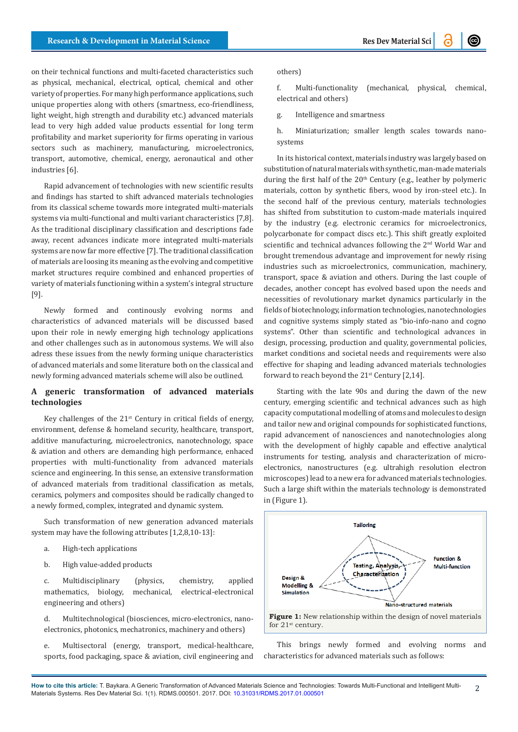on their technical functions and multi-faceted characteristics such as physical, mechanical, electrical, optical, chemical and other variety of properties. For many high performance applications, such unique properties along with others (smartness, eco-friendliness, light weight, high strength and durability etc.) advanced materials lead to very high added value products essential for long term profitability and market superiority for firms operating in various sectors such as machinery, manufacturing, microelectronics, transport, automotive, chemical, energy, aeronautical and other industries [6].

Rapid advancement of technologies with new scientific results and findings has started to shift advanced materials technologies from its classical scheme towards more integrated multi-materials systems via multi-functional and multi variant characteristics [7,8]. As the traditional disciplinary classification and descriptions fade away, recent advances indicate more integrated multi-materials systems are now far more effective [7]. The traditional classification of materials are loosing its meaning as the evolving and competitive market structures require combined and enhanced properties of variety of materials functioning within a system's integral structure [9].

Newly formed and continously evolving norms and characteristics of advanced materials will be discussed based upon their role in newly emerging high technology applications and other challenges such as in autonomous systems. We will also adress these issues from the newly forming unique characteristics of advanced materials and some literature both on the classical and newly forming advanced materials scheme will also be outlined.

## A generic transformation of advanced materials technologies

Key challenges of the 21st Century in critical fields of energy, environment, defense & homeland security, healthcare, transport, additive manufacturing, microelectronics, nanotechnology, space & aviation and others are demanding high performance, enhaced properties with multi-functionality from advanced materials science and engineering. In this sense, an extensive transformation of advanced materials from traditional classification as metals, ceramics, polymers and composites should be radically changed to a newly formed, complex, integrated and dynamic system.

Such transformation of new generation advanced materials system may have the following attributes [1,2,8,10-13]:

a. High-tech applications

b. High value-added products

c. Multidisciplinary (physics, chemistry, applied mathematics, biology, mechanical, electrical-electronical engineering and others)

d. Multitechnological (biosciences, micro-electronics, nano-electronics, photonics, mechatronics, machinery and others)

e. Multisectoral (energy, transport, medical-healthcare, sports, food packaging, space & aviation, civil engineering and others)

f. Multi-functionality (mechanical, physical, chemical, electrical and others)

g. Intelligence and smartness

h. Miniaturization; smaller length scales towards nano-systems

In its historical context, materials industry was largely based on substitution of natural materials with synthetic, man-made materials during the first half of the 20th Century (e.g., leather by polymeric materials, cotton by synthetic fibers, wood by iron-steel etc.). In the second half of the previous century, materials technologies has shifted from substitution to custom-made materials inquired by the industry (e.g. electronic ceramics for microelectronics, polycarbonate for compact discs etc.). This shift greatly exploited scientific and technical advances following the 2nd World War and brought tremendous advantage and improvement for newly rising industries such as microelectronics, communication, machinery, transport, space & aviation and others. During the last couple of decades, another concept has evolved based upon the needs and necessities of revolutionary market dynamics particularly in the fields of biotechnology, information technologies, nanotechnologies and cognitive systems simply stated as "bio-info-nano and cogno systems". Other than scientific and technological advances in design, processing, production and quality, governmental policies, market conditions and societal needs and requirements were also effective for shaping and leading advanced materials technologies forward to reach beyond the 21st Century [2,14].

Starting with the late 90s and during the dawn of the new century, emerging scientific and technical advances such as high capacity computational modelling of atoms and molecules to design and tailor new and original compounds for sophisticated functions, rapid advancement of nanosciences and nanotechnologies along with the development of highly capable and effective analytical instruments for testing, analysis and characterization of micro-electronics, nanostructures (e.g. ultrahigh resolution electron microscopes) lead to a new era for advanced materials technologies. Such a large shift within the materials technology is demonstrated in (Figure 1).

**Figure 1:** New relationship within the design of novel materials for 21st century.

This brings newly formed and evolving norms and characteristics for advanced materials such as follows: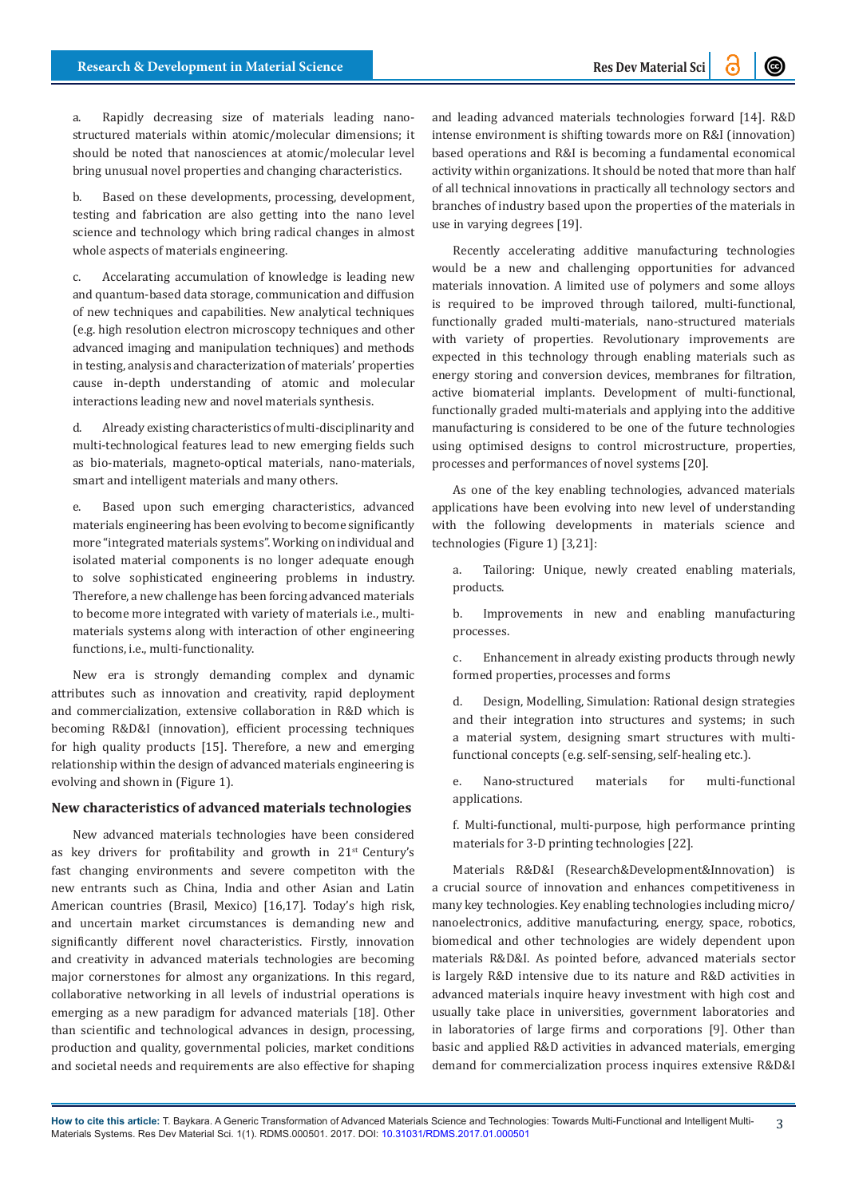a. Rapidly decreasing size of materials leading nano-structured materials within atomic/molecular dimensions; it should be noted that nanosciences at atomic/molecular level bring unusual novel properties and changing characteristics.

b. Based on these developments, processing, development, testing and fabrication are also getting into the nano level science and technology which bring radical changes in almost whole aspects of materials engineering.

c. Accelarating accumulation of knowledge is leading new and quantum-based data storage, communication and diffusion of new techniques and capabilities. New analytical techniques (e.g. high resolution electron microscopy techniques and other advanced imaging and manipulation techniques) and methods in testing, analysis and characterization of materials' properties cause in-depth understanding of atomic and molecular interactions leading new and novel materials synthesis.

d. Already existing characteristics of multi-disciplinarity and multi-technological features lead to new emerging fields such as bio-materials, magneto-optical materials, nano-materials, smart and intelligent materials and many others.

e. Based upon such emerging characteristics, advanced materials engineering has been evolving to become significantly more "integrated materials systems". Working on individual and isolated material components is no longer adequate enough to solve sophisticated engineering problems in industry. Therefore, a new challenge has been forcing advanced materials to become more integrated with variety of materials i.e., multi-materials systems along with interaction of other engineering functions, i.e., multi-functionality.

New era is strongly demanding complex and dynamic attributes such as innovation and creativity, rapid deployment and commercialization, extensive collaboration in R&D which is becoming R&D&I (innovation), efficient processing techniques for high quality products [15]. Therefore, a new and emerging relationship within the design of advanced materials engineering is evolving and shown in (Figure 1).

## New characteristics of advanced materials technologies

New advanced materials technologies have been considered as key drivers for profitability and growth in 21st Century's fast changing environments and severe competiton with the new entrants such as China, India and other Asian and Latin American countries (Brasil, Mexico) [16,17]. Today's high risk, and uncertain market circumstances is demanding new and significantly different novel characteristics. Firstly, innovation and creativity in advanced materials technologies are becoming major cornerstones for almost any organizations. In this regard, collaborative networking in all levels of industrial operations is emerging as a new paradigm for advanced materials [18]. Other than scientific and technological advances in design, processing, production and quality, governmental policies, market conditions and societal needs and requirements are also effective for shaping and leading advanced materials technologies forward [14]. R&D intense environment is shifting towards more on R&I (innovation) based operations and R&I is becoming a fundamental economical activity within organizations. It should be noted that more than half of all technical innovations in practically all technology sectors and branches of industry based upon the properties of the materials in use in varying degrees [19].

Recently accelerating additive manufacturing technologies would be a new and challenging opportunities for advanced materials innovation. A limited use of polymers and some alloys is required to be improved through tailored, multi-functional, functionally graded multi-materials, nano-structured materials with variety of properties. Revolutionary improvements are expected in this technology through enabling materials such as energy storing and conversion devices, membranes for filtration, active biomaterial implants. Development of multi-functional, functionally graded multi-materials and applying into the additive manufacturing is considered to be one of the future technologies using optimised designs to control microstructure, properties, processes and performances of novel systems [20].

As one of the key enabling technologies, advanced materials applications have been evolving into new level of understanding with the following developments in materials science and technologies (Figure 1) [3,21]:

a. Tailoring: Unique, newly created enabling materials, products.

b. Improvements in new and enabling manufacturing processes.

c. Enhancement in already existing products through newly formed properties, processes and forms

d. Design, Modelling, Simulation: Rational design strategies and their integration into structures and systems; in such a material system, designing smart structures with multi-functional concepts (e.g. self-sensing, self-healing etc.).

e. Nano-structured materials for multi-functional applications.

f. Multi-functional, multi-purpose, high performance printing materials for 3-D printing technologies [22].

Materials R&D&I (Research&Development&Innovation) is a crucial source of innovation and enhances competitiveness in many key technologies. Key enabling technologies including micro/nanoelectronics, additive manufacturing, energy, space, robotics, biomedical and other technologies are widely dependent upon materials R&D&I. As pointed before, advanced materials sector is largely R&D intensive due to its nature and R&D activities in advanced materials inquire heavy investment with high cost and usually take place in universities, government laboratories and in laboratories of large firms and corporations [9]. Other than basic and applied R&D activities in advanced materials, emerging demand for commercialization process inquires extensive R&D&I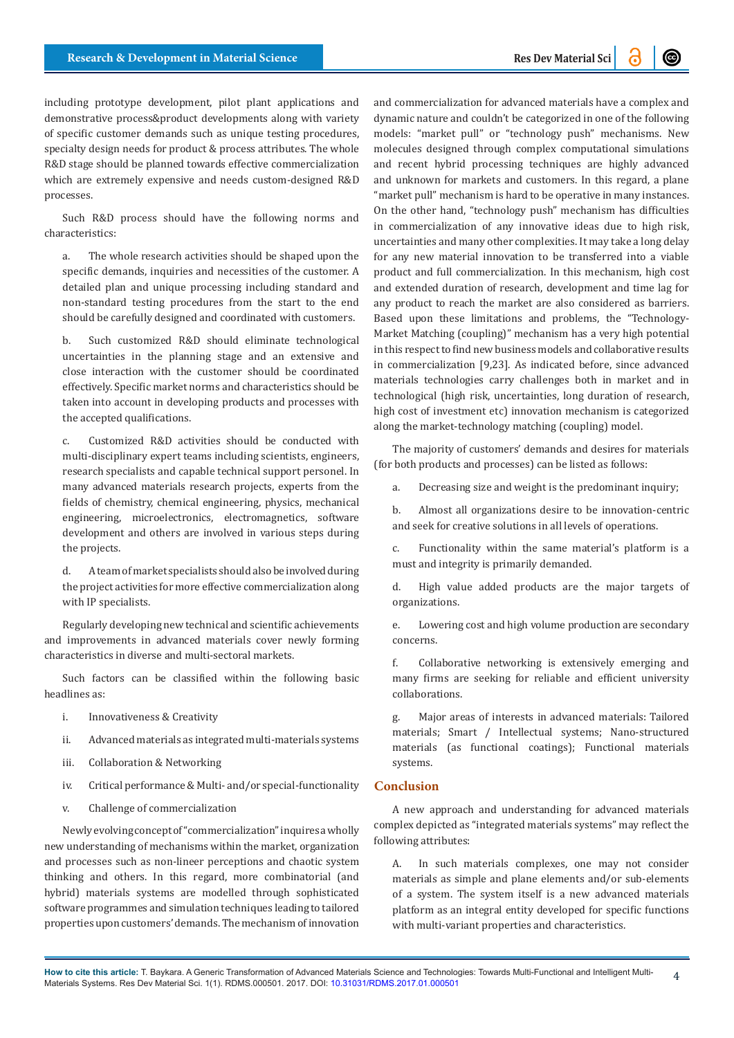including prototype development, pilot plant applications and demonstrative process&product developments along with variety of specific customer demands such as unique testing procedures, specialty design needs for product & process attributes. The whole R&D stage should be planned towards effective commercialization which are extremely expensive and needs custom-designed R&D processes.

Such R&D process should have the following norms and characteristics:

a. The whole research activities should be shaped upon the specific demands, inquiries and necessities of the customer. A detailed plan and unique processing including standard and non-standard testing procedures from the start to the end should be carefully designed and coordinated with customers.

b. Such customized R&D should eliminate technological uncertainties in the planning stage and an extensive and close interaction with the customer should be coordinated effectively. Specific market norms and characteristics should be taken into account in developing products and processes with the accepted qualifications.

c. Customized R&D activities should be conducted with multi-disciplinary expert teams including scientists, engineers, research specialists and capable technical support personel. In many advanced materials research projects, experts from the fields of chemistry, chemical engineering, physics, mechanical engineering, microelectronics, electromagnetics, software development and others are involved in various steps during the projects.

d. A team of market specialists should also be involved during the project activities for more effective commercialization along with IP specialists.

Regularly developing new technical and scientific achievements and improvements in advanced materials cover newly forming characteristics in diverse and multi-sectoral markets.

Such factors can be classified within the following basic headlines as:

i. Innovativeness & Creativity

ii. Advanced materials as integrated multi-materials systems

iii. Collaboration & Networking

iv. Critical performance & Multi- and/or special-functionality

v. Challenge of commercialization

Newly evolving concept of "commercialization" inquires a wholly new understanding of mechanisms within the market, organization and processes such as non-lineer perceptions and chaotic system thinking and others. In this regard, more combinatorial (and hybrid) materials systems are modelled through sophisticated software programmes and simulation techniques leading to tailored properties upon customers' demands. The mechanism of innovation and commercialization for advanced materials have a complex and dynamic nature and couldn't be categorized in one of the following models: "market pull" or "technology push" mechanisms. New molecules designed through complex computational simulations and recent hybrid processing techniques are highly advanced and unknown for markets and customers. In this regard, a plane "market pull" mechanism is hard to be operative in many instances. On the other hand, "technology push" mechanism has difficulties in commercialization of any innovative ideas due to high risk, uncertainties and many other complexities. It may take a long delay for any new material innovation to be transferred into a viable product and full commercialization. In this mechanism, high cost and extended duration of research, development and time lag for any product to reach the market are also considered as barriers. Based upon these limitations and problems, the "Technology-Market Matching (coupling)" mechanism has a very high potential in this respect to find new business models and collaborative results in commercialization [9,23]. As indicated before, since advanced materials technologies carry challenges both in market and in technological (high risk, uncertainties, long duration of research, high cost of investment etc) innovation mechanism is categorized along the market-technology matching (coupling) model.

The majority of customers' demands and desires for materials (for both products and processes) can be listed as follows:

a. Decreasing size and weight is the predominant inquiry;

b. Almost all organizations desire to be innovation-centric and seek for creative solutions in all levels of operations.

c. Functionality within the same material's platform is a must and integrity is primarily demanded.

d. High value added products are the major targets of organizations.

e. Lowering cost and high volume production are secondary concerns.

f. Collaborative networking is extensively emerging and many firms are seeking for reliable and efficient university collaborations.

g. Major areas of interests in advanced materials: Tailored materials; Smart / Intellectual systems; Nano-structured materials (as functional coatings); Functional materials systems.

## Conclusion

A new approach and understanding for advanced materials complex depicted as "integrated materials systems" may reflect the following attributes:

A. In such materials complexes, one may not consider materials as simple and plane elements and/or sub-elements of a system. The system itself is a new advanced materials platform as an integral entity developed for specific functions with multi-variant properties and characteristics.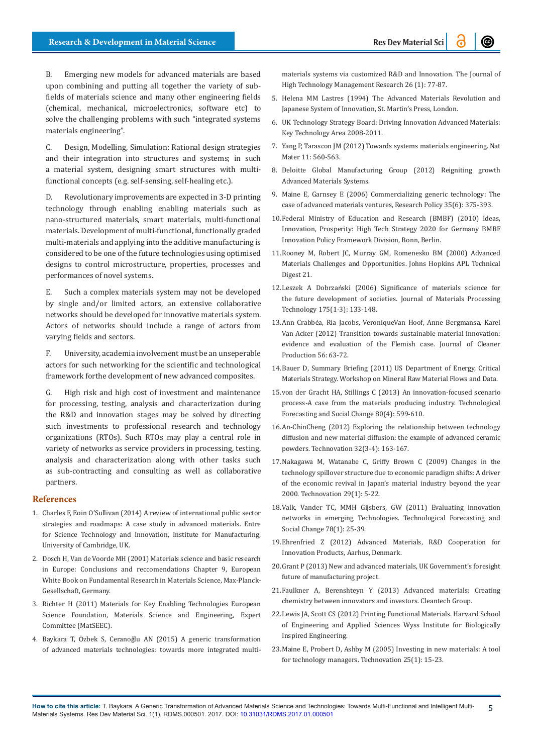B. Emerging new models for advanced materials are based upon combining and putting all together the variety of sub-fields of materials science and many other engineering fields (chemical, mechanical, microelectronics, software etc) to solve the challenging problems with such "integrated systems materials engineering".

C. Design, Modelling, Simulation: Rational design strategies and their integration into structures and systems; in such a material system, designing smart structures with multi-functional concepts (e.g. self-sensing, self-healing etc.).

D. Revolutionary improvements are expected in 3-D printing technology through enabling enabling materials such as nano-structured materials, smart materials, multi-functional materials. Development of multi-functional, functionally graded multi-materials and applying into the additive manufacturing is considered to be one of the future technologies using optimised designs to control microstructure, properties, processes and performances of novel systems.

E. Such a complex materials system may not be developed by single and/or limited actors, an extensive collaborative networks should be developed for innovative materials system. Actors of networks should include a range of actors from varying fields and sectors.

F. University, academia involvement must be an unseperable actors for such networking for the scientific and technological framework forthe development of new advanced composites.

G. High risk and high cost of investment and maintenance for processing, testing, analysis and characterization during the R&D and innovation stages may be solved by directing such investments to professional research and technology organizations (RTOs). Such RTOs may play a central role in variety of networks as service providers in processing, testing, analysis and characterization along with other tasks such as sub-contracting and consulting as well as collaborative partners.

## References

1. Charles F, Eoin O'Sullivan (2014) A review of international public sector strategies and roadmaps: A case study in advanced materials. Entre for Science Technology and Innovation, Institute for Manufacturing, University of Cambridge, UK.
2. Dosch H, Van de Voorde MH (2001) Materials science and basic research in Europe: Conclusions and reccomendations Chapter 9, European White Book on Fundamental Research in Materials Science, Max-Planck-Gesellschaft, Germany.
3. Richter H (2011) Materials for Key Enabling Technologies European Science Foundation, Materials Science and Engineering, Expert Committee (MatSEEC).
4. Baykara T, Özbek S, Ceranoğlu AN (2015) A generic transformation of advanced materials technologies: towards more integrated multi-materials systems via customized R&D and Innovation. The Journal of High Technology Management Research 26 (1): 77-87.
5. Helena MM Lastres (1994) The Advanced Materials Revolution and Japanese System of Innovation, St. Martin's Press, London.
6. UK Technology Strategy Board: Driving Innovation Advanced Materials: Key Technology Area 2008-2011.
7. Yang P, Tarascon JM (2012) Towards systems materials engineering. Nat Mater 11: 560-563.
8. Deloitte Global Manufacturing Group (2012) Reigniting growth Advanced Materials Systems.
9. Maine E, Garnsey E (2006) Commercializing generic technology: The case of advanced materials ventures, Research Policy 35(6): 375-393.
10. Federal Ministry of Education and Research (BMBF) (2010) Ideas, Innovation, Prosperity: High Tech Strategy 2020 for Germany BMBF Innovation Policy Framework Division, Bonn, Berlin.
11. Rooney M, Robert JC, Murray GM, Romenesko BM (2000) Advanced Materials Challenges and Opportunities. Johns Hopkins APL Technical Digest 21.
12. Leszek A Dobrzański (2006) Significance of materials science for the future development of societies. Journal of Materials Processing Technology 175(1-3): 133-148.
13. Ann Crabbéa, Ria Jacobs, VeroniqueVan Hoof, Anne Bergmansa, Karel Van Acker (2012) Transition towards sustainable material innovation: evidence and evaluation of the Flemish case. Journal of Cleaner Production 56: 63-72.
14. Bauer D, Summary Briefing (2011) US Department of Energy, Critical Materials Strategy. Workshop on Mineral Raw Material Flows and Data.
15. von der Gracht HA, Stillings C (2013) An innovation-focused scenario process-A case from the materials producing industry. Technological Forecasting and Social Change 80(4): 599-610.
16. An-ChinCheng (2012) Exploring the relationship between technology diffusion and new material diffusion: the example of advanced ceramic powders. Technovation 32(3-4): 163-167.
17. Nakagawa M, Watanabe C, Griffy Brown C (2009) Changes in the technology spillover structure due to economic paradigm shifts: A driver of the economic revival in Japan's material industry beyond the year 2000. Technovation 29(1): 5-22.
18. Valk, Vander TC, MMH Gijsbers, GW (2011) Evaluating innovation networks in emerging Technologies. Technological Forecasting and Social Change 78(1): 25-39.
19. Ehrenfried Z (2012) Advanced Materials, R&D Cooperation for Innovation Products, Aarhus, Denmark.
20. Grant P (2013) New and advanced materials, UK Government's foresight future of manufacturing project.
21. Faulkner A, Berenshteyn Y (2013) Advanced materials: Creating chemistry between innovators and investors. Cleantech Group.
22. Lewis JA, Scott CS (2012) Printing Functional Materials. Harvard School of Engineering and Applied Sciences Wyss Institute for Biologically Inspired Engineering.
23. Maine E, Probert D, Ashby M (2005) Investing in new materials: A tool for technology managers. Technovation 25(1): 15-23.